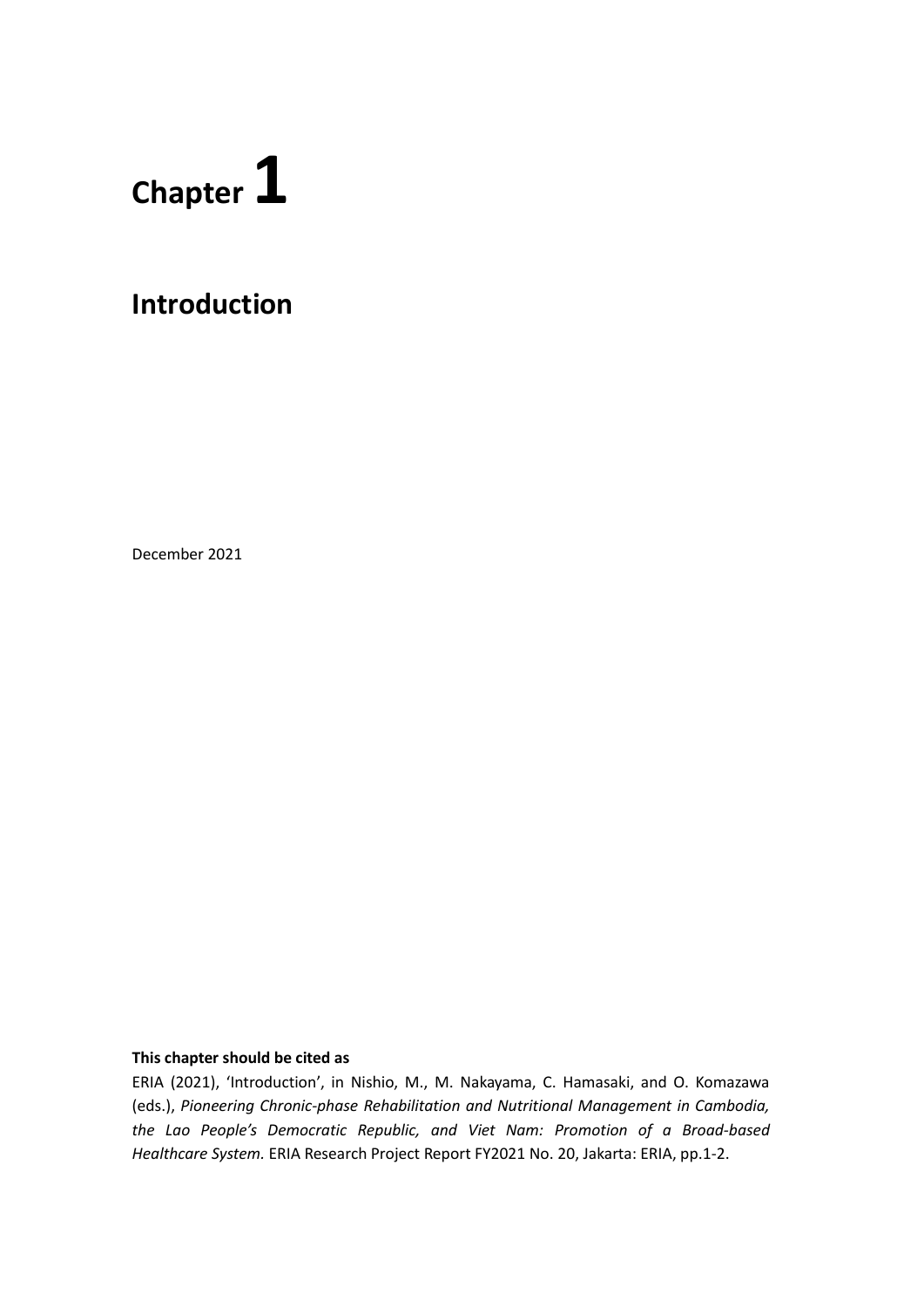# Chapter 1

## Introduction

December 2021

**This chapter should be cited as**

ERIA (2021), 'Introduction', in Nishio, M., M. Nakayama, C. Hamasaki, and O. Komazawa (eds.), *Pioneering Chronic-phase Rehabilitation and Nutritional Management in Cambodia, the Lao People's Democratic Republic, and Viet Nam: Promotion of a Broad-based Healthcare System.* ERIA Research Project Report FY2021 No. 20, Jakarta: ERIA, pp.1-2.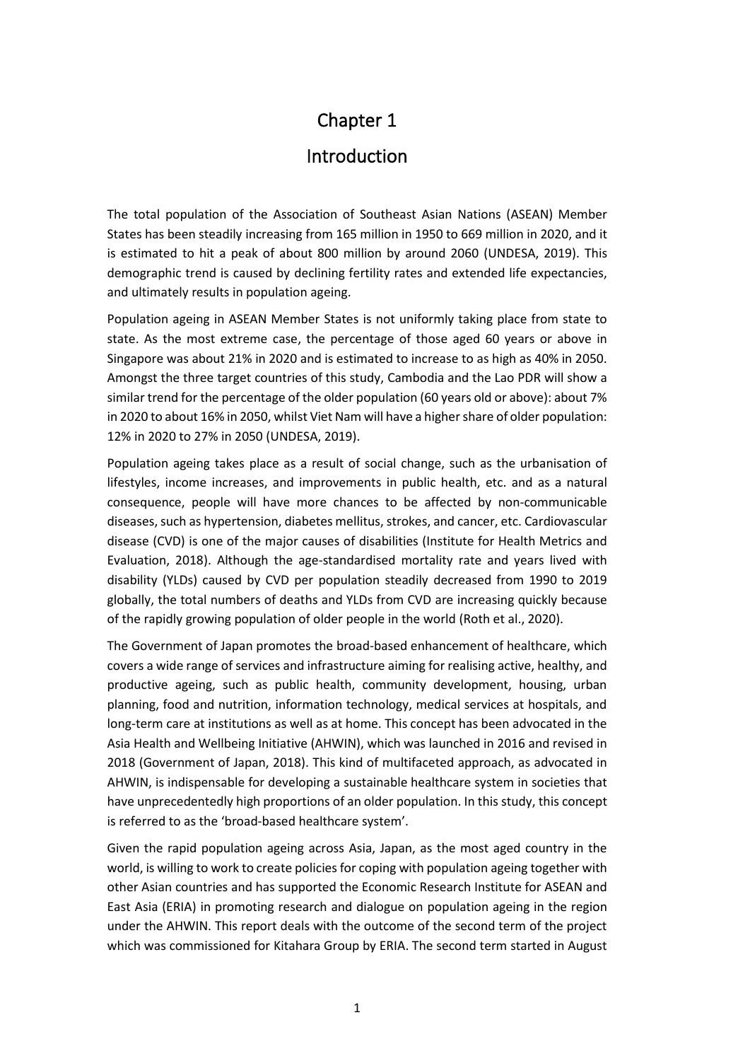# Chapter 1

# Introduction

The total population of the Association of Southeast Asian Nations (ASEAN) Member States has been steadily increasing from 165 million in 1950 to 669 million in 2020, and it is estimated to hit a peak of about 800 million by around 2060 (UNDESA, 2019). This demographic trend is caused by declining fertility rates and extended life expectancies, and ultimately results in population ageing.

Population ageing in ASEAN Member States is not uniformly taking place from state to state. As the most extreme case, the percentage of those aged 60 years or above in Singapore was about 21% in 2020 and is estimated to increase to as high as 40% in 2050. Amongst the three target countries of this study, Cambodia and the Lao PDR will show a similar trend for the percentage of the older population (60 years old or above): about 7% in 2020 to about 16% in 2050, whilst Viet Nam will have a higher share of older population: 12% in 2020 to 27% in 2050 (UNDESA, 2019).

Population ageing takes place as a result of social change, such as the urbanisation of lifestyles, income increases, and improvements in public health, etc. and as a natural consequence, people will have more chances to be affected by non-communicable diseases, such as hypertension, diabetes mellitus, strokes, and cancer, etc. Cardiovascular disease (CVD) is one of the major causes of disabilities (Institute for Health Metrics and Evaluation, 2018). Although the age-standardised mortality rate and years lived with disability (YLDs) caused by CVD per population steadily decreased from 1990 to 2019 globally, the total numbers of deaths and YLDs from CVD are increasing quickly because of the rapidly growing population of older people in the world (Roth et al., 2020).

The Government of Japan promotes the broad-based enhancement of healthcare, which covers a wide range of services and infrastructure aiming for realising active, healthy, and productive ageing, such as public health, community development, housing, urban planning, food and nutrition, information technology, medical services at hospitals, and long-term care at institutions as well as at home. This concept has been advocated in the Asia Health and Wellbeing Initiative (AHWIN), which was launched in 2016 and revised in 2018 (Government of Japan, 2018). This kind of multifaceted approach, as advocated in AHWIN, is indispensable for developing a sustainable healthcare system in societies that have unprecedentedly high proportions of an older population. In this study, this concept is referred to as the 'broad-based healthcare system'.

Given the rapid population ageing across Asia, Japan, as the most aged country in the world, is willing to work to create policies for coping with population ageing together with other Asian countries and has supported the Economic Research Institute for ASEAN and East Asia (ERIA) in promoting research and dialogue on population ageing in the region under the AHWIN. This report deals with the outcome of the second term of the project which was commissioned for Kitahara Group by ERIA. The second term started in August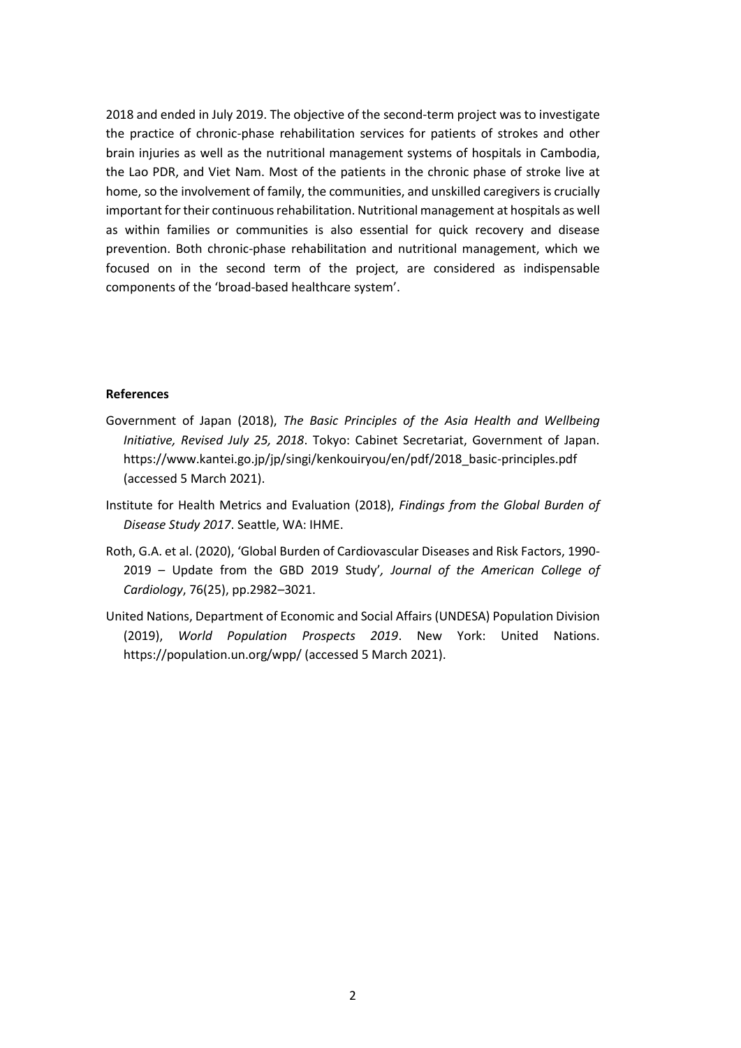2018 and ended in July 2019. The objective of the second-term project was to investigate the practice of chronic-phase rehabilitation services for patients of strokes and other brain injuries as well as the nutritional management systems of hospitals in Cambodia, the Lao PDR, and Viet Nam. Most of the patients in the chronic phase of stroke live at home, so the involvement of family, the communities, and unskilled caregivers is crucially important for their continuous rehabilitation. Nutritional management at hospitals as well as within families or communities is also essential for quick recovery and disease prevention. Both chronic-phase rehabilitation and nutritional management, which we focused on in the second term of the project, are considered as indispensable components of the 'broad-based healthcare system'.

**References**

Government of Japan (2018), *The Basic Principles of the Asia Health and Wellbeing Initiative, Revised July 25, 2018*. Tokyo: Cabinet Secretariat, Government of Japan. https://www.kantei.go.jp/jp/singi/kenkouiryou/en/pdf/2018_basic-principles.pdf (accessed 5 March 2021).

Institute for Health Metrics and Evaluation (2018), *Findings from the Global Burden of Disease Study 2017*. Seattle, WA: IHME.

Roth, G.A. et al. (2020), 'Global Burden of Cardiovascular Diseases and Risk Factors, 1990-2019 – Update from the GBD 2019 Study', *Journal of the American College of Cardiology*, 76(25), pp.2982–3021.

United Nations, Department of Economic and Social Affairs (UNDESA) Population Division (2019), *World Population Prospects 2019*. New York: United Nations. https://population.un.org/wpp/ (accessed 5 March 2021).